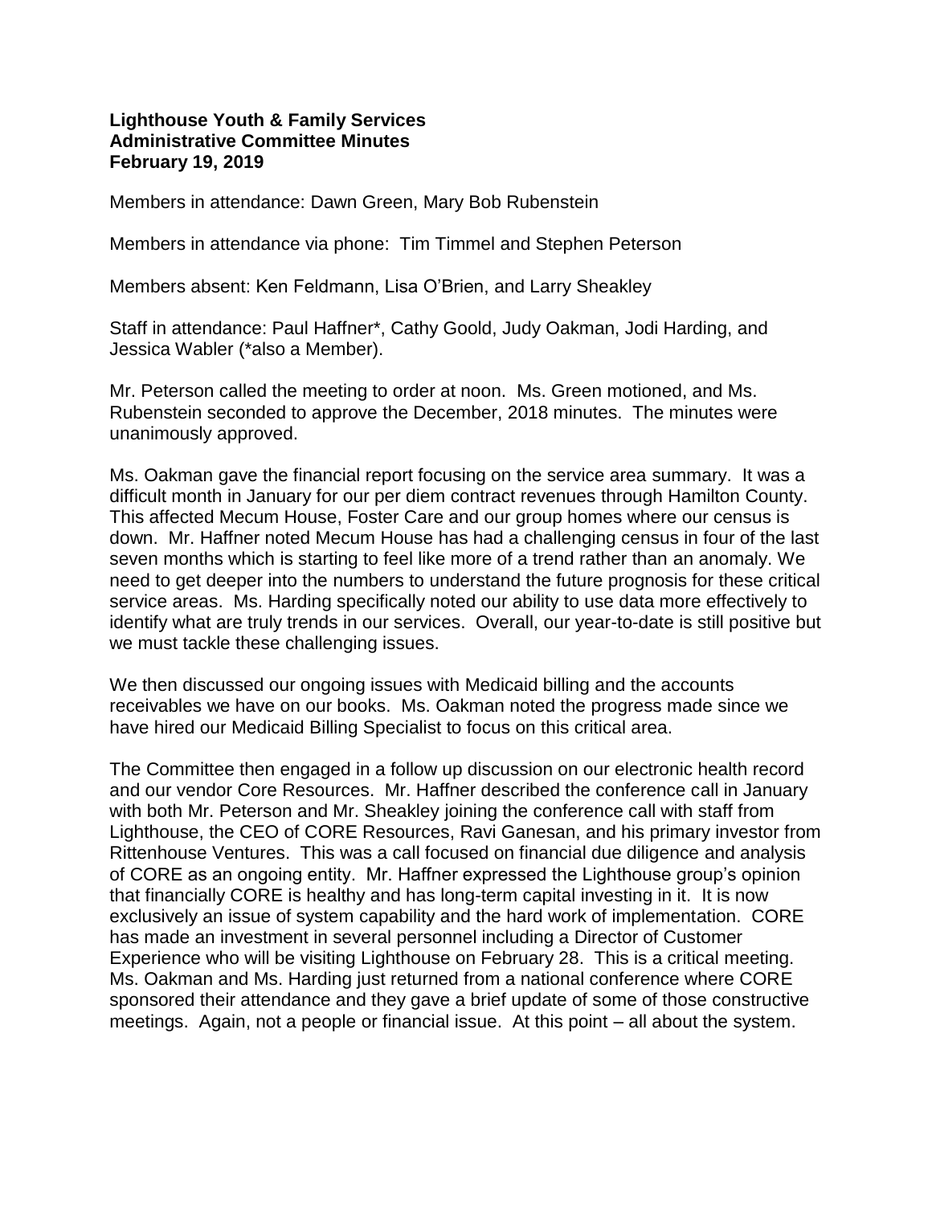**Lighthouse Youth & Family Services**
**Administrative Committee Minutes**
**February 19, 2019**

Members in attendance: Dawn Green, Mary Bob Rubenstein

Members in attendance via phone: Tim Timmel and Stephen Peterson

Members absent: Ken Feldmann, Lisa O'Brien, and Larry Sheakley

Staff in attendance: Paul Haffner*, Cathy Goold, Judy Oakman, Jodi Harding, and Jessica Wabler (*also a Member).

Mr. Peterson called the meeting to order at noon. Ms. Green motioned, and Ms. Rubenstein seconded to approve the December, 2018 minutes. The minutes were unanimously approved.

Ms. Oakman gave the financial report focusing on the service area summary. It was a difficult month in January for our per diem contract revenues through Hamilton County. This affected Mecum House, Foster Care and our group homes where our census is down. Mr. Haffner noted Mecum House has had a challenging census in four of the last seven months which is starting to feel like more of a trend rather than an anomaly. We need to get deeper into the numbers to understand the future prognosis for these critical service areas. Ms. Harding specifically noted our ability to use data more effectively to identify what are truly trends in our services. Overall, our year-to-date is still positive but we must tackle these challenging issues.

We then discussed our ongoing issues with Medicaid billing and the accounts receivables we have on our books. Ms. Oakman noted the progress made since we have hired our Medicaid Billing Specialist to focus on this critical area.

The Committee then engaged in a follow up discussion on our electronic health record and our vendor Core Resources. Mr. Haffner described the conference call in January with both Mr. Peterson and Mr. Sheakley joining the conference call with staff from Lighthouse, the CEO of CORE Resources, Ravi Ganesan, and his primary investor from Rittenhouse Ventures. This was a call focused on financial due diligence and analysis of CORE as an ongoing entity. Mr. Haffner expressed the Lighthouse group's opinion that financially CORE is healthy and has long-term capital investing in it. It is now exclusively an issue of system capability and the hard work of implementation. CORE has made an investment in several personnel including a Director of Customer Experience who will be visiting Lighthouse on February 28. This is a critical meeting. Ms. Oakman and Ms. Harding just returned from a national conference where CORE sponsored their attendance and they gave a brief update of some of those constructive meetings. Again, not a people or financial issue. At this point – all about the system.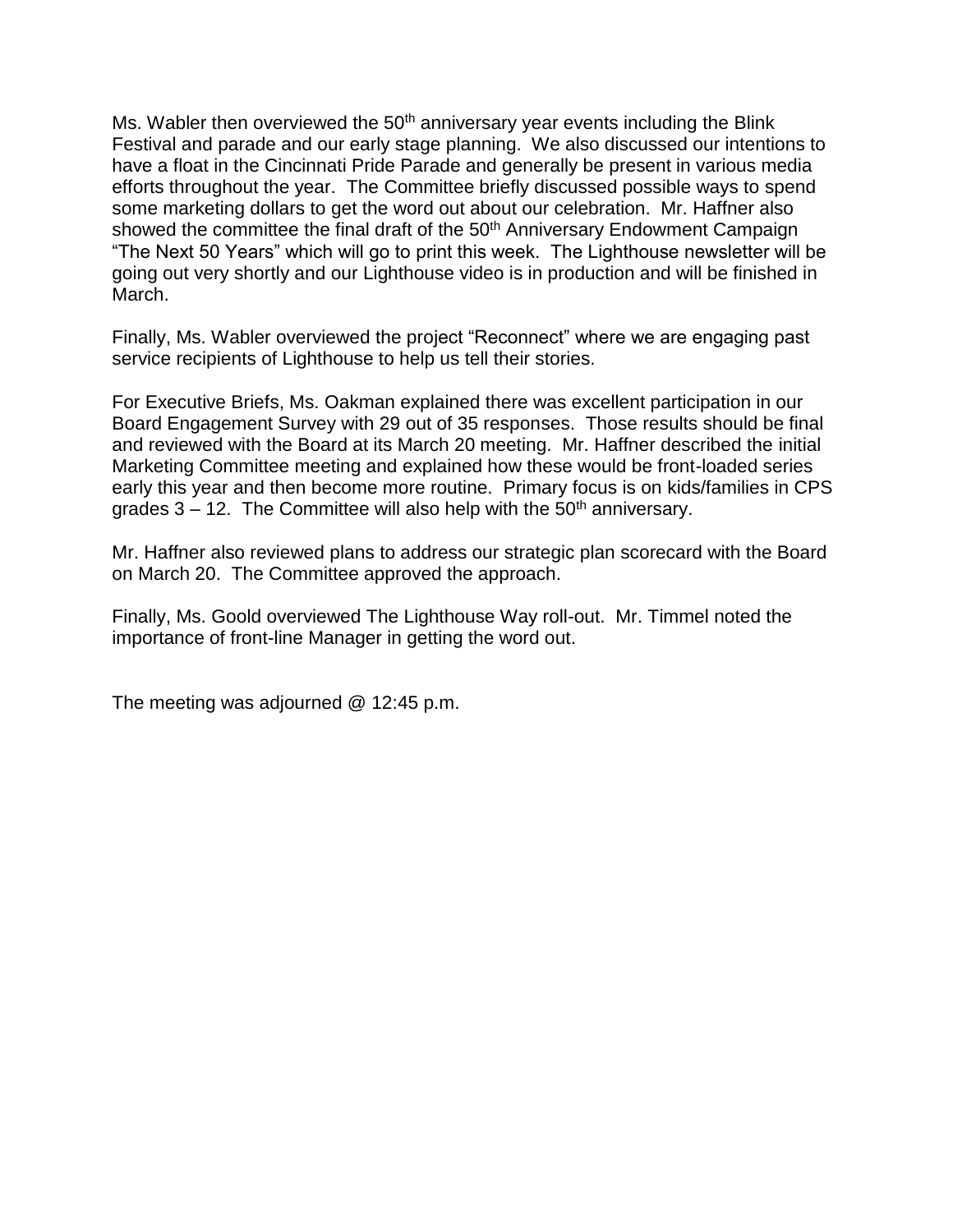Ms. Wabler then overviewed the 50th anniversary year events including the Blink Festival and parade and our early stage planning. We also discussed our intentions to have a float in the Cincinnati Pride Parade and generally be present in various media efforts throughout the year. The Committee briefly discussed possible ways to spend some marketing dollars to get the word out about our celebration. Mr. Haffner also showed the committee the final draft of the 50th Anniversary Endowment Campaign "The Next 50 Years" which will go to print this week. The Lighthouse newsletter will be going out very shortly and our Lighthouse video is in production and will be finished in March.

Finally, Ms. Wabler overviewed the project "Reconnect" where we are engaging past service recipients of Lighthouse to help us tell their stories.

For Executive Briefs, Ms. Oakman explained there was excellent participation in our Board Engagement Survey with 29 out of 35 responses. Those results should be final and reviewed with the Board at its March 20 meeting. Mr. Haffner described the initial Marketing Committee meeting and explained how these would be front-loaded series early this year and then become more routine. Primary focus is on kids/families in CPS grades 3 – 12. The Committee will also help with the 50th anniversary.

Mr. Haffner also reviewed plans to address our strategic plan scorecard with the Board on March 20. The Committee approved the approach.

Finally, Ms. Goold overviewed The Lighthouse Way roll-out. Mr. Timmel noted the importance of front-line Manager in getting the word out.

The meeting was adjourned @ 12:45 p.m.